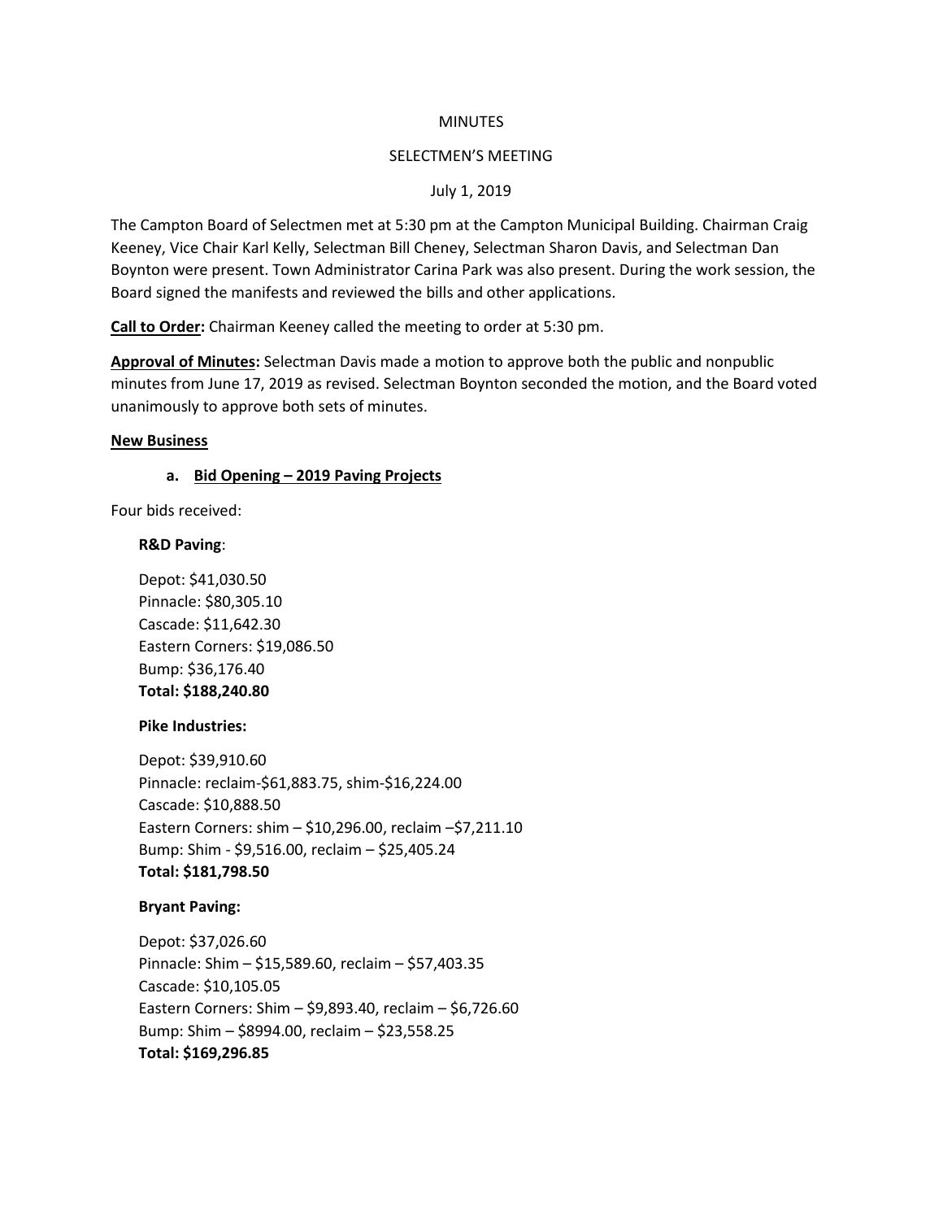MINUTES

SELECTMEN'S MEETING

July 1, 2019

The Campton Board of Selectmen met at 5:30 pm at the Campton Municipal Building. Chairman Craig Keeney, Vice Chair Karl Kelly, Selectman Bill Cheney, Selectman Sharon Davis, and Selectman Dan Boynton were present. Town Administrator Carina Park was also present. During the work session, the Board signed the manifests and reviewed the bills and other applications.

**Call to Order:** Chairman Keeney called the meeting to order at 5:30 pm.

**Approval of Minutes:** Selectman Davis made a motion to approve both the public and nonpublic minutes from June 17, 2019 as revised. Selectman Boynton seconded the motion, and the Board voted unanimously to approve both sets of minutes.

**New Business**

**a. Bid Opening – 2019 Paving Projects**

Four bids received:

**R&D Paving**:

Depot: $41,030.50
Pinnacle: $80,305.10
Cascade: $11,642.30
Eastern Corners: $19,086.50
Bump: $36,176.40
**Total: $188,240.80**

**Pike Industries:**

Depot: $39,910.60
Pinnacle: reclaim-$61,883.75, shim-$16,224.00
Cascade: $10,888.50
Eastern Corners: shim – $10,296.00, reclaim –$7,211.10
Bump: Shim - $9,516.00, reclaim – $25,405.24
**Total: $181,798.50**

**Bryant Paving:**

Depot: $37,026.60
Pinnacle: Shim – $15,589.60, reclaim – $57,403.35
Cascade: $10,105.05
Eastern Corners: Shim – $9,893.40, reclaim – $6,726.60
Bump: Shim – $8994.00, reclaim – $23,558.25
**Total: $169,296.85**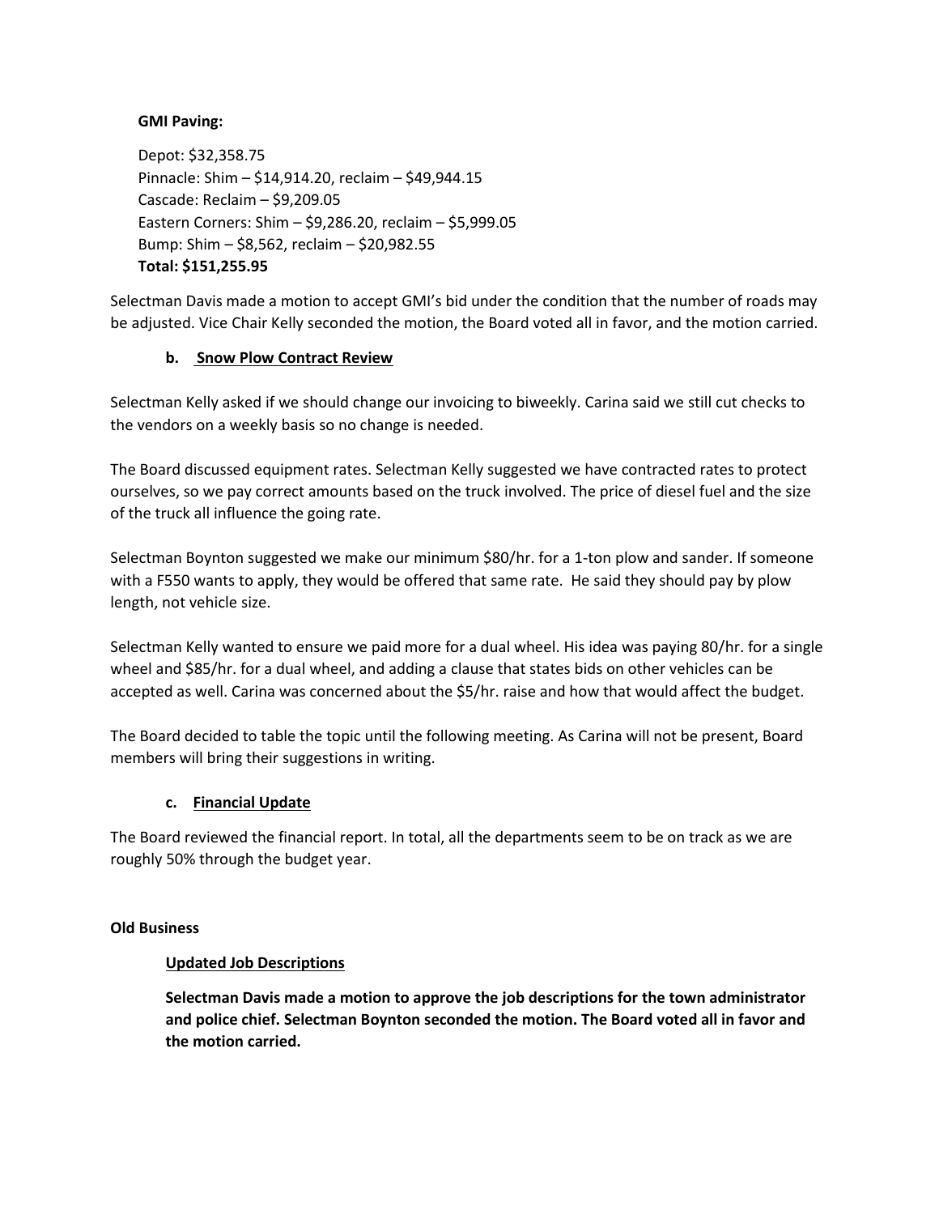**GMI Paving:**

Depot: $32,358.75
Pinnacle: Shim – $14,914.20, reclaim – $49,944.15
Cascade: Reclaim – $9,209.05
Eastern Corners: Shim – $9,286.20, reclaim – $5,999.05
Bump: Shim – $8,562, reclaim – $20,982.55
**Total: $151,255.95**

Selectman Davis made a motion to accept GMI's bid under the condition that the number of roads may be adjusted. Vice Chair Kelly seconded the motion, the Board voted all in favor, and the motion carried.

### b. Snow Plow Contract Review

Selectman Kelly asked if we should change our invoicing to biweekly. Carina said we still cut checks to the vendors on a weekly basis so no change is needed.

The Board discussed equipment rates. Selectman Kelly suggested we have contracted rates to protect ourselves, so we pay correct amounts based on the truck involved. The price of diesel fuel and the size of the truck all influence the going rate.

Selectman Boynton suggested we make our minimum $80/hr. for a 1-ton plow and sander. If someone with a F550 wants to apply, they would be offered that same rate. He said they should pay by plow length, not vehicle size.

Selectman Kelly wanted to ensure we paid more for a dual wheel. His idea was paying 80/hr. for a single wheel and $85/hr. for a dual wheel, and adding a clause that states bids on other vehicles can be accepted as well. Carina was concerned about the $5/hr. raise and how that would affect the budget.

The Board decided to table the topic until the following meeting. As Carina will not be present, Board members will bring their suggestions in writing.

### c. Financial Update

The Board reviewed the financial report. In total, all the departments seem to be on track as we are roughly 50% through the budget year.

## Old Business

### Updated Job Descriptions

**Selectman Davis made a motion to approve the job descriptions for the town administrator and police chief. Selectman Boynton seconded the motion. The Board voted all in favor and the motion carried.**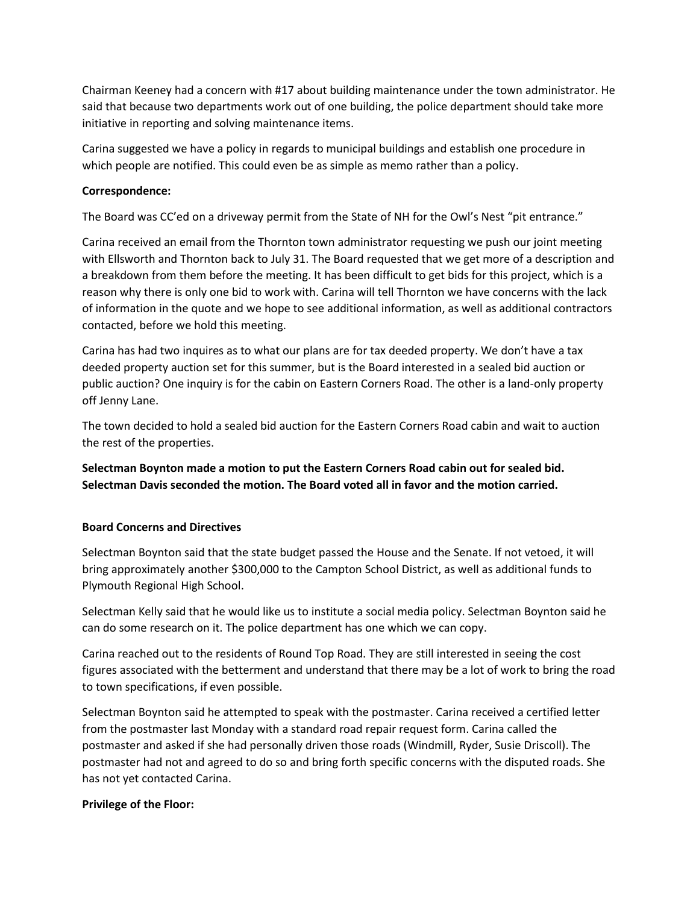Chairman Keeney had a concern with #17 about building maintenance under the town administrator. He said that because two departments work out of one building, the police department should take more initiative in reporting and solving maintenance items.

Carina suggested we have a policy in regards to municipal buildings and establish one procedure in which people are notified. This could even be as simple as memo rather than a policy.

**Correspondence:**

The Board was CC'ed on a driveway permit from the State of NH for the Owl's Nest "pit entrance."

Carina received an email from the Thornton town administrator requesting we push our joint meeting with Ellsworth and Thornton back to July 31. The Board requested that we get more of a description and a breakdown from them before the meeting. It has been difficult to get bids for this project, which is a reason why there is only one bid to work with. Carina will tell Thornton we have concerns with the lack of information in the quote and we hope to see additional information, as well as additional contractors contacted, before we hold this meeting.

Carina has had two inquires as to what our plans are for tax deeded property. We don't have a tax deeded property auction set for this summer, but is the Board interested in a sealed bid auction or public auction? One inquiry is for the cabin on Eastern Corners Road. The other is a land-only property off Jenny Lane.

The town decided to hold a sealed bid auction for the Eastern Corners Road cabin and wait to auction the rest of the properties.

**Selectman Boynton made a motion to put the Eastern Corners Road cabin out for sealed bid. Selectman Davis seconded the motion. The Board voted all in favor and the motion carried.**

**Board Concerns and Directives**

Selectman Boynton said that the state budget passed the House and the Senate. If not vetoed, it will bring approximately another $300,000 to the Campton School District, as well as additional funds to Plymouth Regional High School.

Selectman Kelly said that he would like us to institute a social media policy. Selectman Boynton said he can do some research on it. The police department has one which we can copy.

Carina reached out to the residents of Round Top Road. They are still interested in seeing the cost figures associated with the betterment and understand that there may be a lot of work to bring the road to town specifications, if even possible.

Selectman Boynton said he attempted to speak with the postmaster. Carina received a certified letter from the postmaster last Monday with a standard road repair request form. Carina called the postmaster and asked if she had personally driven those roads (Windmill, Ryder, Susie Driscoll). The postmaster had not and agreed to do so and bring forth specific concerns with the disputed roads. She has not yet contacted Carina.

**Privilege of the Floor:**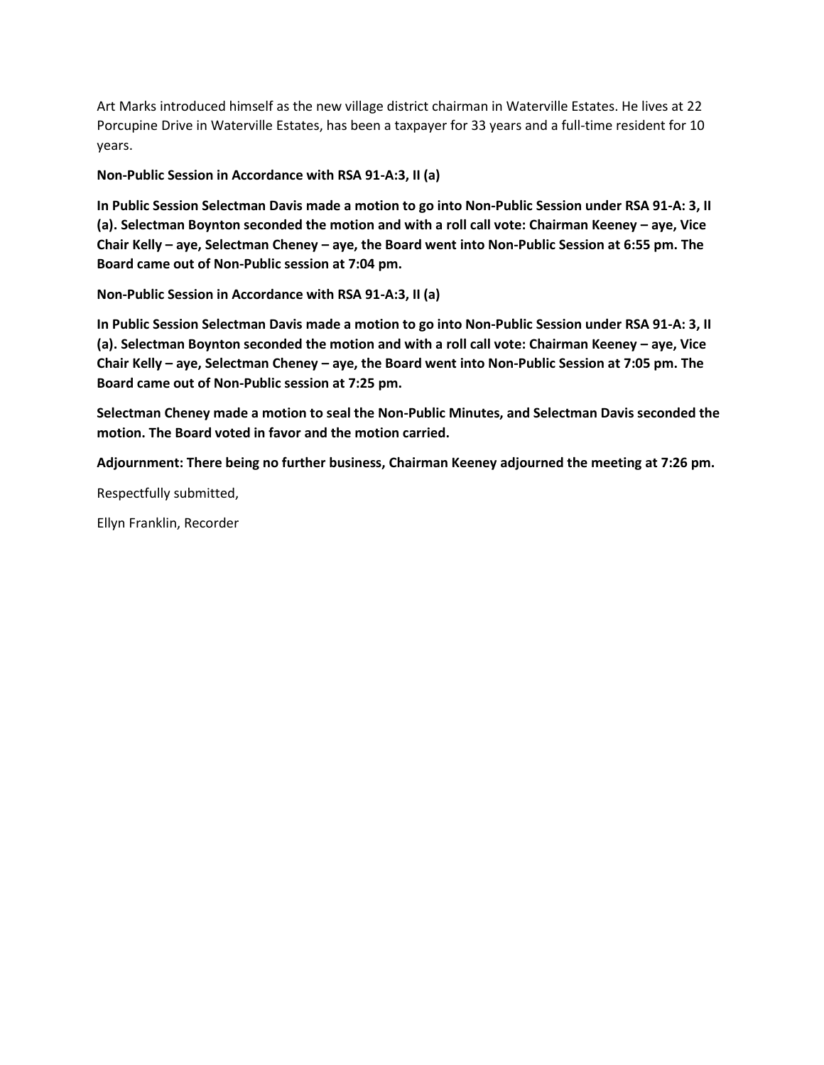Art Marks introduced himself as the new village district chairman in Waterville Estates. He lives at 22 Porcupine Drive in Waterville Estates, has been a taxpayer for 33 years and a full-time resident for 10 years.

**Non-Public Session in Accordance with RSA 91-A:3, II (a)**

**In Public Session Selectman Davis made a motion to go into Non-Public Session under RSA 91-A: 3, II (a). Selectman Boynton seconded the motion and with a roll call vote: Chairman Keeney – aye, Vice Chair Kelly – aye, Selectman Cheney – aye, the Board went into Non-Public Session at 6:55 pm. The Board came out of Non-Public session at 7:04 pm.**

**Non-Public Session in Accordance with RSA 91-A:3, II (a)**

**In Public Session Selectman Davis made a motion to go into Non-Public Session under RSA 91-A: 3, II (a). Selectman Boynton seconded the motion and with a roll call vote: Chairman Keeney – aye, Vice Chair Kelly – aye, Selectman Cheney – aye, the Board went into Non-Public Session at 7:05 pm. The Board came out of Non-Public session at 7:25 pm.**

**Selectman Cheney made a motion to seal the Non-Public Minutes, and Selectman Davis seconded the motion. The Board voted in favor and the motion carried.**

**Adjournment: There being no further business, Chairman Keeney adjourned the meeting at 7:26 pm.**

Respectfully submitted,

Ellyn Franklin, Recorder